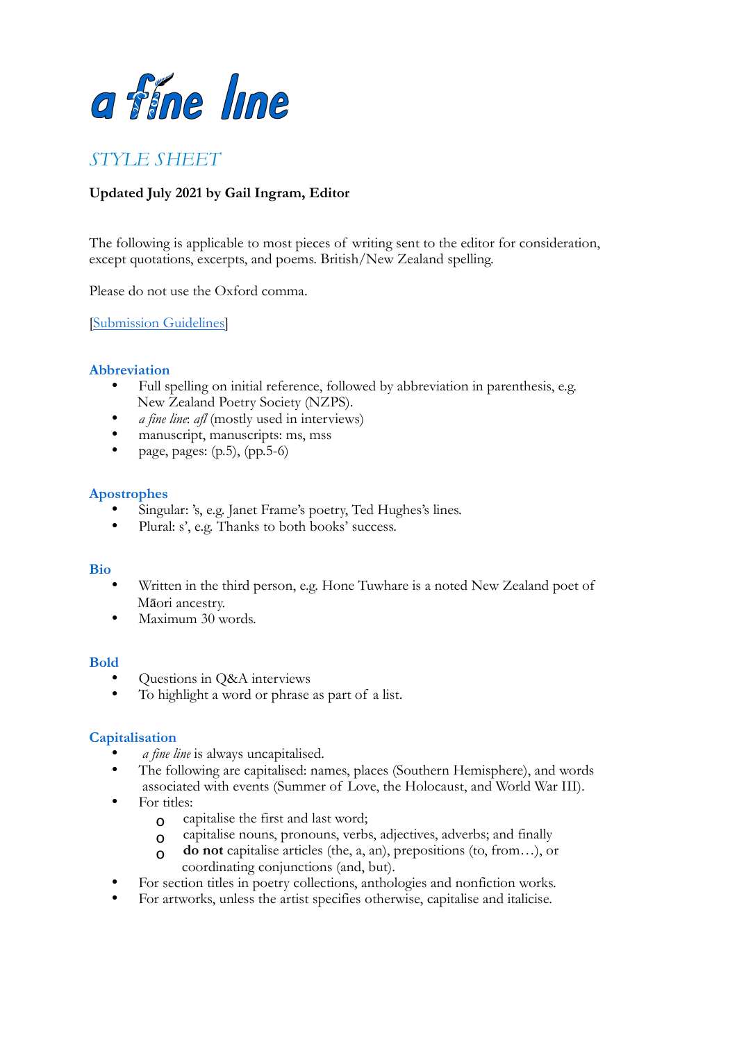# *a fine line*

## *STYLE SHEET*

**Updated July 2021 by Gail Ingram, Editor**

The following is applicable to most pieces of writing sent to the editor for consideration, except quotations, excerpts, and poems. British/New Zealand spelling.

Please do not use the Oxford comma.

[Submission Guidelines]

### Abbreviation

- Full spelling on initial reference, followed by abbreviation in parenthesis, e.g. New Zealand Poetry Society (NZPS).
- *a fine line*: *afl* (mostly used in interviews)
- manuscript, manuscripts: ms, mss
- page, pages: (p.5), (pp.5-6)

### Apostrophes

- Singular: 's, e.g. Janet Frame's poetry, Ted Hughes's lines.
- Plural: s', e.g. Thanks to both books' success.

### Bio

- Written in the third person, e.g. Hone Tuwhare is a noted New Zealand poet of Māori ancestry.
- Maximum 30 words.

### Bold

- Questions in Q&A interviews
- To highlight a word or phrase as part of a list.

### Capitalisation

- *a fine line* is always uncapitalised.
- The following are capitalised: names, places (Southern Hemisphere), and words associated with events (Summer of Love, the Holocaust, and World War III).
- For titles:
  - capitalise the first and last word;
  - capitalise nouns, pronouns, verbs, adjectives, adverbs; and finally
  - **do not** capitalise articles (the, a, an), prepositions (to, from…), or coordinating conjunctions (and, but).
- For section titles in poetry collections, anthologies and nonfiction works.
- For artworks, unless the artist specifies otherwise, capitalise and italicise.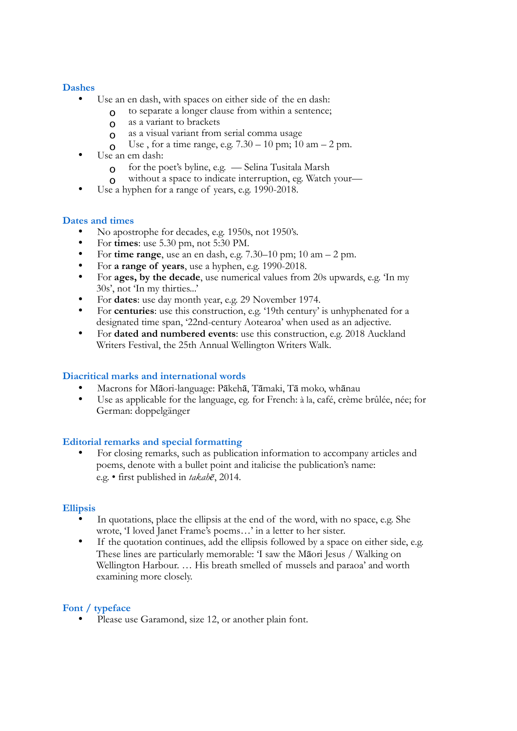## Dashes

- Use an en dash, with spaces on either side of the en dash:
  - to separate a longer clause from within a sentence;
  - as a variant to brackets
  - as a visual variant from serial comma usage
  - Use , for a time range, e.g. 7.30 – 10 pm; 10 am – 2 pm.
- Use an em dash:
  - for the poet's byline, e.g. — Selina Tusitala Marsh
  - without a space to indicate interruption, eg. Watch your—
- Use a hyphen for a range of years, e.g. 1990-2018.

## Dates and times

- No apostrophe for decades, e.g. 1950s, not 1950's.
- For **times**: use 5.30 pm, not 5:30 PM.
- For **time range**, use an en dash, e.g. 7.30–10 pm; 10 am – 2 pm.
- For **a range of years**, use a hyphen, e.g. 1990-2018.
- For **ages, by the decade**, use numerical values from 20s upwards, e.g. 'In my 30s', not 'In my thirties...'
- For **dates**: use day month year, e.g. 29 November 1974.
- For **centuries**: use this construction, e.g. '19th century' is unhyphenated for a designated time span, '22nd-century Aotearoa' when used as an adjective.
- For **dated and numbered events**: use this construction, e.g. 2018 Auckland Writers Festival, the 25th Annual Wellington Writers Walk.

## Diacritical marks and international words

- Macrons for Māori-language: Pākehā, Tāmaki, Tā moko, whānau
- Use as applicable for the language, eg. for French: à la, café, crème brûlée, née; for German: doppelgänger

## Editorial remarks and special formatting

- For closing remarks, such as publication information to accompany articles and poems, denote with a bullet point and italicise the publication's name: e.g. • first published in *takahē*, 2014.

## Ellipsis

- In quotations, place the ellipsis at the end of the word, with no space, e.g. She wrote, 'I loved Janet Frame's poems…' in a letter to her sister.
- If the quotation continues, add the ellipsis followed by a space on either side, e.g. These lines are particularly memorable: 'I saw the Māori Jesus / Walking on Wellington Harbour. … His breath smelled of mussels and paraoa' and worth examining more closely.

## Font / typeface

- Please use Garamond, size 12, or another plain font.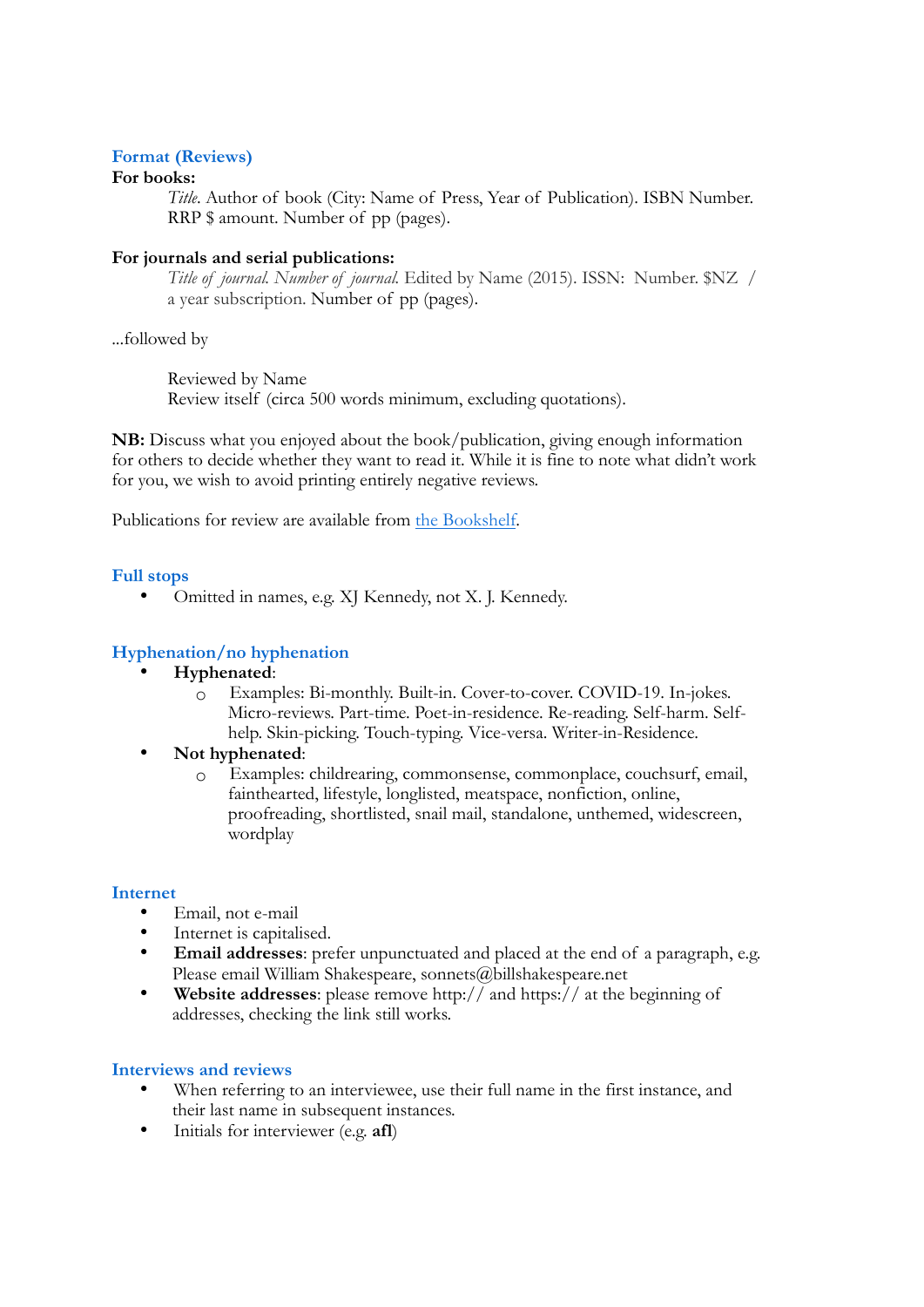## Format (Reviews)

**For books:**

*Title*. Author of book (City: Name of Press, Year of Publication). ISBN Number. RRP $ amount. Number of pp (pages).

**For journals and serial publications:**

*Title of journal. Number of journal.* Edited by Name (2015). ISSN: Number. $NZ / a year subscription. Number of pp (pages).

...followed by

Reviewed by Name
Review itself (circa 500 words minimum, excluding quotations).

**NB:** Discuss what you enjoyed about the book/publication, giving enough information for others to decide whether they want to read it. While it is fine to note what didn't work for you, we wish to avoid printing entirely negative reviews.

Publications for review are available from the Bookshelf.

## Full stops

- Omitted in names, e.g. XJ Kennedy, not X. J. Kennedy.

## Hyphenation/no hyphenation

- **Hyphenated**:
  - Examples: Bi-monthly. Built-in. Cover-to-cover. COVID-19. In-jokes. Micro-reviews. Part-time. Poet-in-residence. Re-reading. Self-harm. Self-help. Skin-picking. Touch-typing. Vice-versa. Writer-in-Residence.
- **Not hyphenated**:
  - Examples: childrearing, commonsense, commonplace, couchsurf, email, fainthearted, lifestyle, longlisted, meatspace, nonfiction, online, proofreading, shortlisted, snail mail, standalone, unthemed, widescreen, wordplay

## Internet

- Email, not e-mail
- Internet is capitalised.
- **Email addresses**: prefer unpunctuated and placed at the end of a paragraph, e.g. Please email William Shakespeare, sonnets@billshakespeare.net
- **Website addresses**: please remove http:// and https:// at the beginning of addresses, checking the link still works.

## Interviews and reviews

- When referring to an interviewee, use their full name in the first instance, and their last name in subsequent instances.
- Initials for interviewer (e.g. **afl**)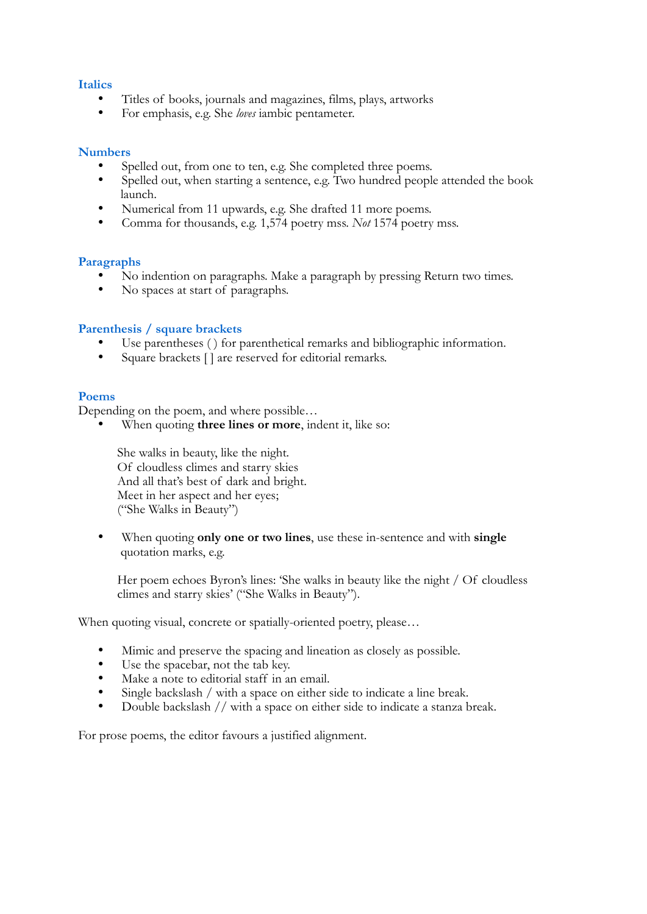### Italics

- Titles of books, journals and magazines, films, plays, artworks
- For emphasis, e.g. She *loves* iambic pentameter.

### Numbers

- Spelled out, from one to ten, e.g. She completed three poems.
- Spelled out, when starting a sentence, e.g. Two hundred people attended the book launch.
- Numerical from 11 upwards, e.g. She drafted 11 more poems.
- Comma for thousands, e.g. 1,574 poetry mss. *Not* 1574 poetry mss.

### Paragraphs

- No indention on paragraphs. Make a paragraph by pressing Return two times.
- No spaces at start of paragraphs.

### Parenthesis / square brackets

- Use parentheses ( ) for parenthetical remarks and bibliographic information.
- Square brackets [ ] are reserved for editorial remarks.

### Poems

Depending on the poem, and where possible…

- When quoting **three lines or more**, indent it, like so:

> She walks in beauty, like the night.
> Of cloudless climes and starry skies
> And all that's best of dark and bright.
> Meet in her aspect and her eyes;
> ("She Walks in Beauty")

- When quoting **only one or two lines**, use these in-sentence and with **single** quotation marks, e.g.

> Her poem echoes Byron's lines: 'She walks in beauty like the night / Of cloudless climes and starry skies' ("She Walks in Beauty").

When quoting visual, concrete or spatially-oriented poetry, please…

- Mimic and preserve the spacing and lineation as closely as possible.
- Use the spacebar, not the tab key.
- Make a note to editorial staff in an email.
- Single backslash / with a space on either side to indicate a line break.
- Double backslash // with a space on either side to indicate a stanza break.

For prose poems, the editor favours a justified alignment.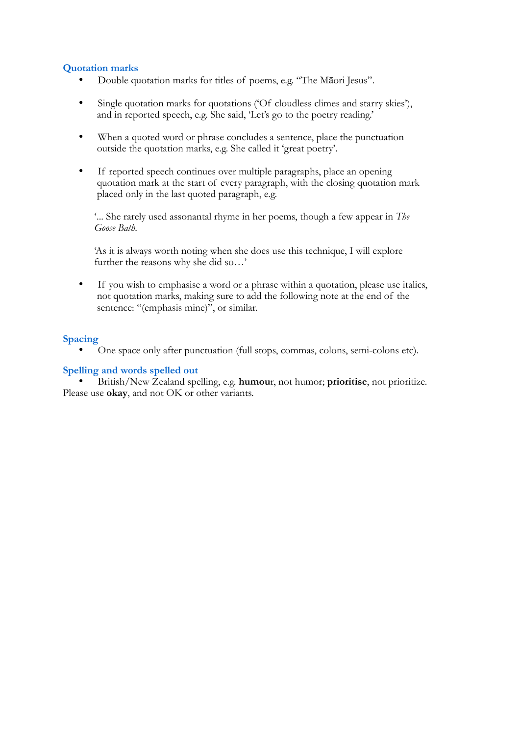## Quotation marks

- Double quotation marks for titles of poems, e.g. "The Māori Jesus".
- Single quotation marks for quotations ('Of cloudless climes and starry skies'), and in reported speech, e.g. She said, 'Let's go to the poetry reading.'
- When a quoted word or phrase concludes a sentence, place the punctuation outside the quotation marks, e.g. She called it 'great poetry'.
- If reported speech continues over multiple paragraphs, place an opening quotation mark at the start of every paragraph, with the closing quotation mark placed only in the last quoted paragraph, e.g.

  '... She rarely used assonantal rhyme in her poems, though a few appear in *The Goose Bath*.

  'As it is always worth noting when she does use this technique, I will explore further the reasons why she did so…'

- If you wish to emphasise a word or a phrase within a quotation, please use italics, not quotation marks, making sure to add the following note at the end of the sentence: "(emphasis mine)", or similar.

## Spacing

- One space only after punctuation (full stops, commas, colons, semi-colons etc).

## Spelling and words spelled out

- British/New Zealand spelling, e.g. **humour**, not humor; **prioritise**, not prioritize.

Please use **okay**, and not OK or other variants.